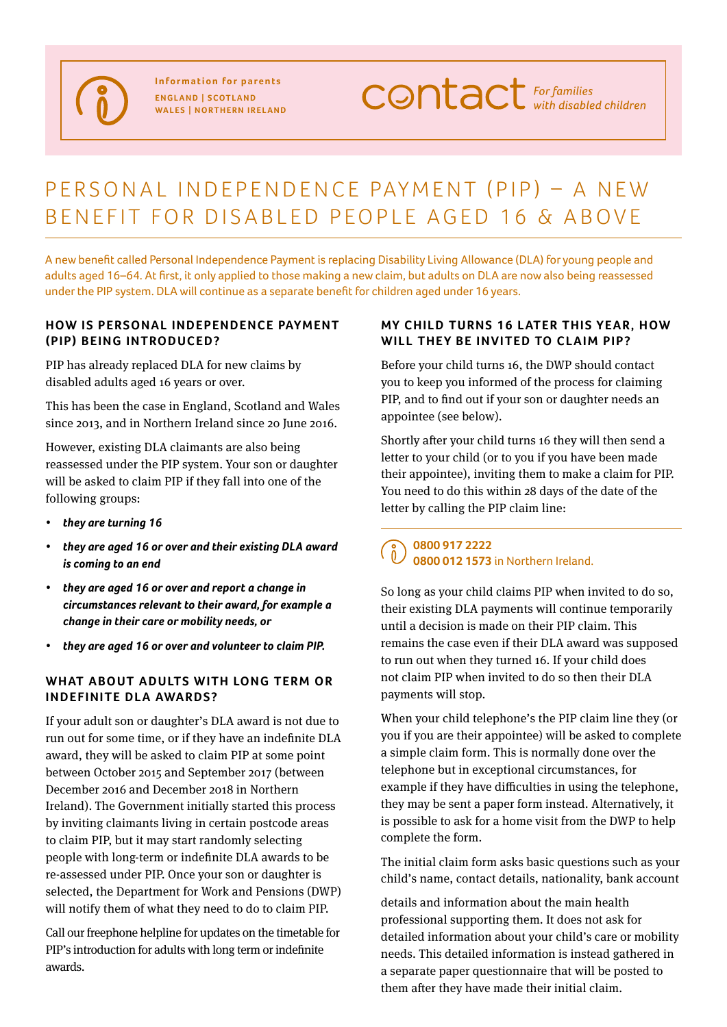Information for parents

ENGLAND | SCOTLAND
WALES | NORTHERN IRELAND

contact *For families with disabled children*

# PERSONAL INDEPENDENCE PAYMENT (PIP) – A NEW BENEFIT FOR DISABLED PEOPLE AGED 16 & ABOVE

A new benefit called Personal Independence Payment is replacing Disability Living Allowance (DLA) for young people and adults aged 16–64. At first, it only applied to those making a new claim, but adults on DLA are now also being reassessed under the PIP system. DLA will continue as a separate benefit for children aged under 16 years.

## HOW IS PERSONAL INDEPENDENCE PAYMENT (PIP) BEING INTRODUCED?

PIP has already replaced DLA for new claims by disabled adults aged 16 years or over.

This has been the case in England, Scotland and Wales since 2013, and in Northern Ireland since 20 June 2016.

However, existing DLA claimants are also being reassessed under the PIP system. Your son or daughter will be asked to claim PIP if they fall into one of the following groups:

- ***they are turning 16***
- ***they are aged 16 or over and their existing DLA award is coming to an end***
- ***they are aged 16 or over and report a change in circumstances relevant to their award, for example a change in their care or mobility needs, or***
- ***they are aged 16 or over and volunteer to claim PIP.***

## WHAT ABOUT ADULTS WITH LONG TERM OR INDEFINITE DLA AWARDS?

If your adult son or daughter's DLA award is not due to run out for some time, or if they have an indefinite DLA award, they will be asked to claim PIP at some point between October 2015 and September 2017 (between December 2016 and December 2018 in Northern Ireland). The Government initially started this process by inviting claimants living in certain postcode areas to claim PIP, but it may start randomly selecting people with long-term or indefinite DLA awards to be re-assessed under PIP. Once your son or daughter is selected, the Department for Work and Pensions (DWP) will notify them of what they need to do to claim PIP.

Call our freephone helpline for updates on the timetable for PIP's introduction for adults with long term or indefinite awards.

## MY CHILD TURNS 16 LATER THIS YEAR, HOW WILL THEY BE INVITED TO CLAIM PIP?

Before your child turns 16, the DWP should contact you to keep you informed of the process for claiming PIP, and to find out if your son or daughter needs an appointee (see below).

Shortly after your child turns 16 they will then send a letter to your child (or to you if you have been made their appointee), inviting them to make a claim for PIP. You need to do this within 28 days of the date of the letter by calling the PIP claim line:

**0800 917 2222**
**0800 012 1573** in Northern Ireland.

So long as your child claims PIP when invited to do so, their existing DLA payments will continue temporarily until a decision is made on their PIP claim. This remains the case even if their DLA award was supposed to run out when they turned 16. If your child does not claim PIP when invited to do so then their DLA payments will stop.

When your child telephone's the PIP claim line they (or you if you are their appointee) will be asked to complete a simple claim form. This is normally done over the telephone but in exceptional circumstances, for example if they have difficulties in using the telephone, they may be sent a paper form instead. Alternatively, it is possible to ask for a home visit from the DWP to help complete the form.

The initial claim form asks basic questions such as your child's name, contact details, nationality, bank account details and information about the main health professional supporting them. It does not ask for detailed information about your child's care or mobility needs. This detailed information is instead gathered in a separate paper questionnaire that will be posted to them after they have made their initial claim.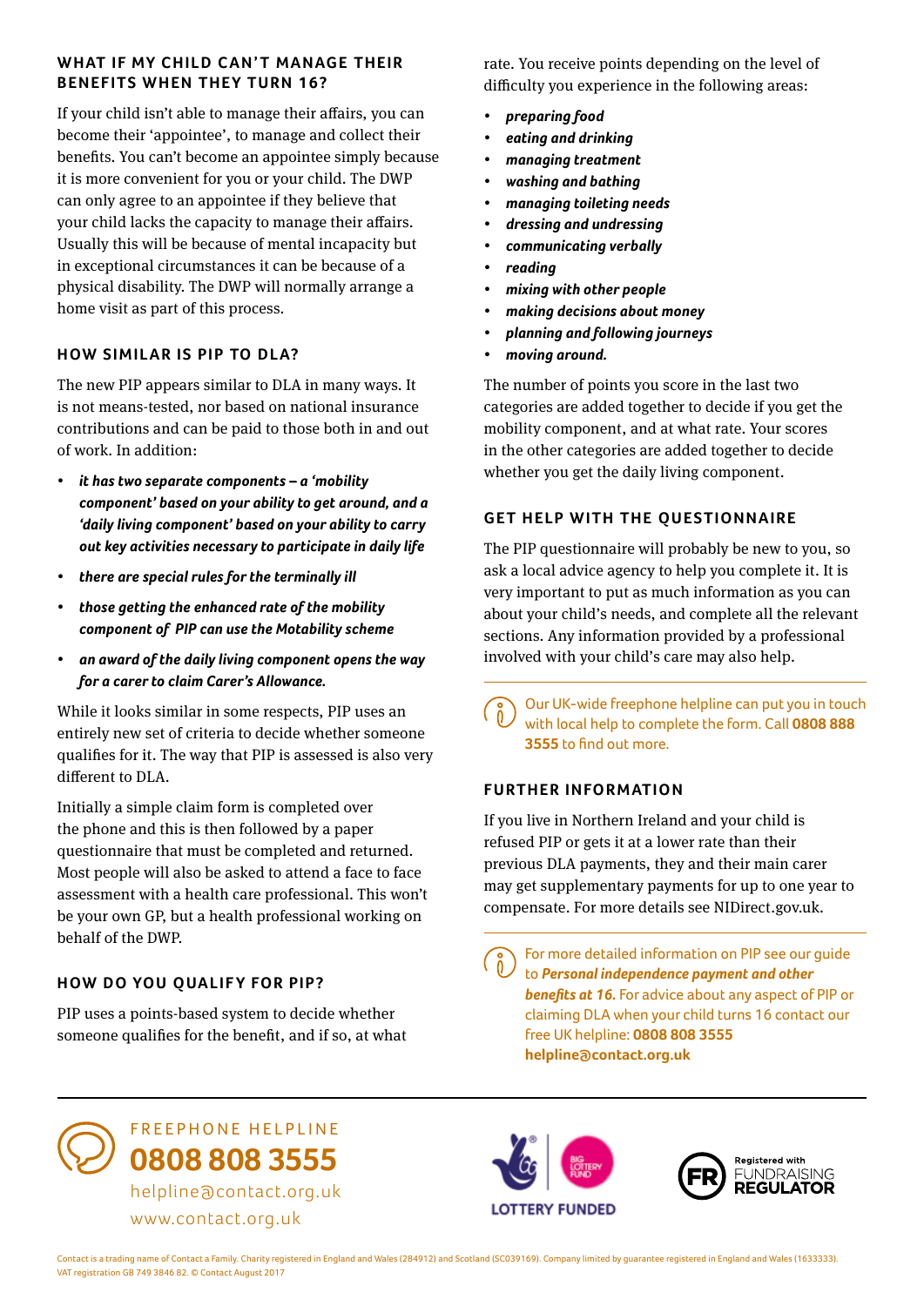## WHAT IF MY CHILD CAN'T MANAGE THEIR BENEFITS WHEN THEY TURN 16?

If your child isn't able to manage their affairs, you can become their 'appointee', to manage and collect their benefits. You can't become an appointee simply because it is more convenient for you or your child. The DWP can only agree to an appointee if they believe that your child lacks the capacity to manage their affairs. Usually this will be because of mental incapacity but in exceptional circumstances it can be because of a physical disability. The DWP will normally arrange a home visit as part of this process.

## HOW SIMILAR IS PIP TO DLA?

The new PIP appears similar to DLA in many ways. It is not means-tested, nor based on national insurance contributions and can be paid to those both in and out of work. In addition:

- ***it has two separate components – a 'mobility component' based on your ability to get around, and a 'daily living component' based on your ability to carry out key activities necessary to participate in daily life***
- ***there are special rules for the terminally ill***
- ***those getting the enhanced rate of the mobility component of PIP can use the Motability scheme***
- ***an award of the daily living component opens the way for a carer to claim Carer's Allowance.***

While it looks similar in some respects, PIP uses an entirely new set of criteria to decide whether someone qualifies for it. The way that PIP is assessed is also very different to DLA.

Initially a simple claim form is completed over the phone and this is then followed by a paper questionnaire that must be completed and returned. Most people will also be asked to attend a face to face assessment with a health care professional. This won't be your own GP, but a health professional working on behalf of the DWP.

## HOW DO YOU QUALIFY FOR PIP?

PIP uses a points-based system to decide whether someone qualifies for the benefit, and if so, at what rate. You receive points depending on the level of difficulty you experience in the following areas:

- ***preparing food***
- ***eating and drinking***
- ***managing treatment***
- ***washing and bathing***
- ***managing toileting needs***
- ***dressing and undressing***
- ***communicating verbally***
- ***reading***
- ***mixing with other people***
- ***making decisions about money***
- ***planning and following journeys***
- ***moving around.***

The number of points you score in the last two categories are added together to decide if you get the mobility component, and at what rate. Your scores in the other categories are added together to decide whether you get the daily living component.

## GET HELP WITH THE QUESTIONNAIRE

The PIP questionnaire will probably be new to you, so ask a local advice agency to help you complete it. It is very important to put as much information as you can about your child's needs, and complete all the relevant sections. Any information provided by a professional involved with your child's care may also help.

Our UK-wide freephone helpline can put you in touch with local help to complete the form. Call **0808 888 3555** to find out more.

## FURTHER INFORMATION

If you live in Northern Ireland and your child is refused PIP or gets it at a lower rate than their previous DLA payments, they and their main carer may get supplementary payments for up to one year to compensate. For more details see NIDirect.gov.uk.

For more detailed information on PIP see our guide to ***Personal independence payment and other benefits at 16.*** For advice about any aspect of PIP or claiming DLA when your child turns 16 contact our free UK helpline: **0808 808 3555** **helpline@contact.org.uk**

FREEPHONE HELPLINE
**0808 808 3555**
helpline@contact.org.uk
www.contact.org.uk

LOTTERY FUNDED

Registered with FUNDRAISING REGULATOR

Contact is a trading name of Contact a Family. Charity registered in England and Wales (284912) and Scotland (SC039169). Company limited by guarantee registered in England and Wales (1633333). VAT registration GB 749 3846 82. © Contact August 2017